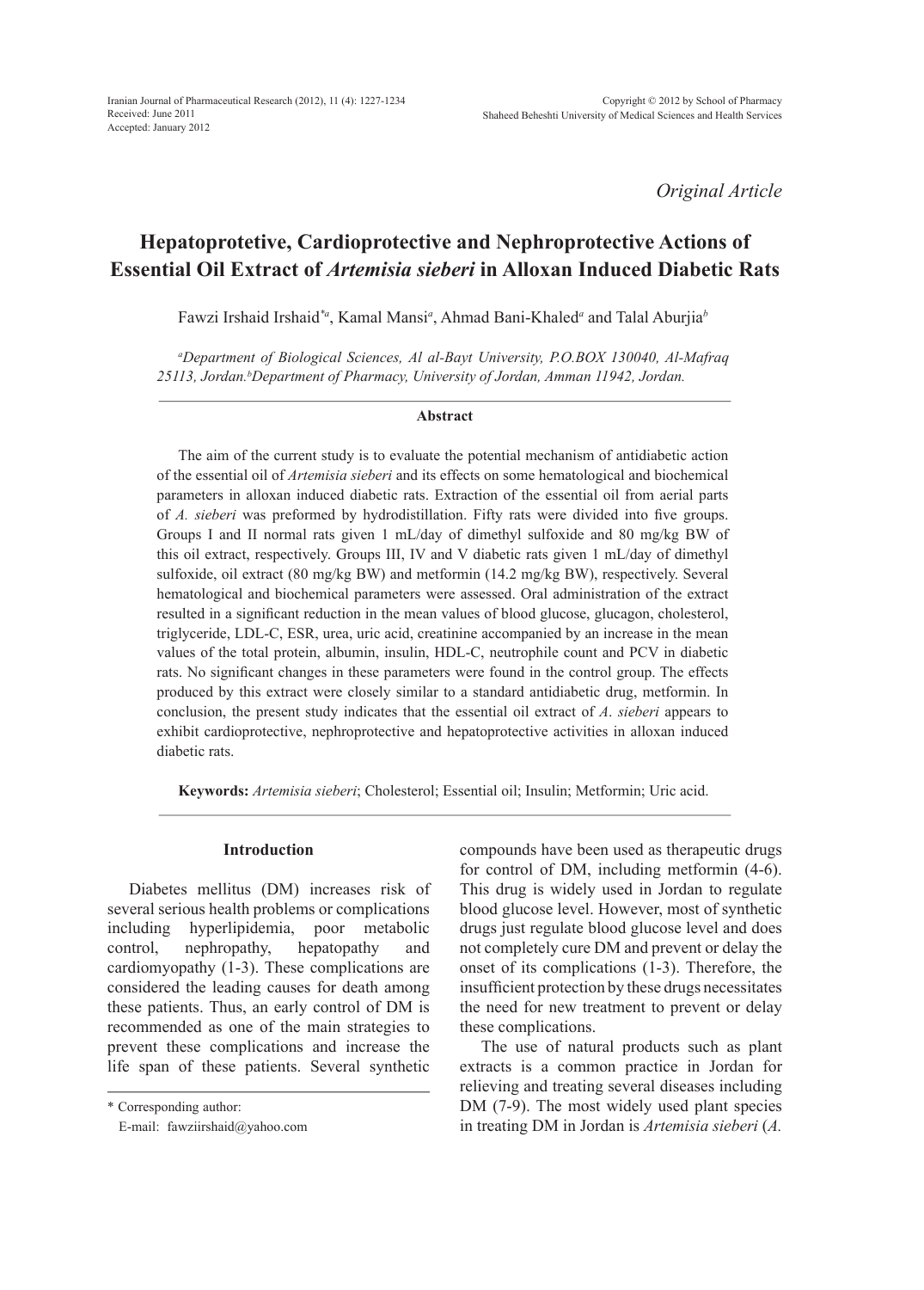*Original Article*

# Hepatoprotetive, Cardioprotective and Nephroprotective Actions of Essential Oil Extract of *Artemisia sieberi* in Alloxan Induced Diabetic Rats

Fawzi Irshaid Irshaid[*a], Kamal Mansi[a], Ahmad Bani-Khaled[a] and Talal Aburjia[b]

[a]*Department of Biological Sciences, Al al-Bayt University, P.O.BOX 130040, Al-Mafraq 25113, Jordan.* [b]*Department of Pharmacy, University of Jordan, Amman 11942, Jordan.*

## Abstract

The aim of the current study is to evaluate the potential mechanism of antidiabetic action of the essential oil of *Artemisia sieberi* and its effects on some hematological and biochemical parameters in alloxan induced diabetic rats. Extraction of the essential oil from aerial parts of *A. sieberi* was preformed by hydrodistillation. Fifty rats were divided into five groups. Groups I and II normal rats given 1 mL/day of dimethyl sulfoxide and 80 mg/kg BW of this oil extract, respectively. Groups III, IV and V diabetic rats given 1 mL/day of dimethyl sulfoxide, oil extract (80 mg/kg BW) and metformin (14.2 mg/kg BW), respectively. Several hematological and biochemical parameters were assessed. Oral administration of the extract resulted in a significant reduction in the mean values of blood glucose, glucagon, cholesterol, triglyceride, LDL-C, ESR, urea, uric acid, creatinine accompanied by an increase in the mean values of the total protein, albumin, insulin, HDL-C, neutrophile count and PCV in diabetic rats. No significant changes in these parameters were found in the control group. The effects produced by this extract were closely similar to a standard antidiabetic drug, metformin. In conclusion, the present study indicates that the essential oil extract of *A. sieberi* appears to exhibit cardioprotective, nephroprotective and hepatoprotective activities in alloxan induced diabetic rats.

**Keywords:** *Artemisia sieberi*; Cholesterol; Essential oil; Insulin; Metformin; Uric acid.

## Introduction

Diabetes mellitus (DM) increases risk of several serious health problems or complications including hyperlipidemia, poor metabolic control, nephropathy, hepatopathy and cardiomyopathy (1-3). These complications are considered the leading causes for death among these patients. Thus, an early control of DM is recommended as one of the main strategies to prevent these complications and increase the life span of these patients. Several synthetic compounds have been used as therapeutic drugs for control of DM, including metformin (4-6). This drug is widely used in Jordan to regulate blood glucose level. However, most of synthetic drugs just regulate blood glucose level and does not completely cure DM and prevent or delay the onset of its complications (1-3). Therefore, the insufficient protection by these drugs necessitates the need for new treatment to prevent or delay these complications.

The use of natural products such as plant extracts is a common practice in Jordan for relieving and treating several diseases including DM (7-9). The most widely used plant species in treating DM in Jordan is *Artemisia sieberi* (*A.*

\* Corresponding author:
E-mail: fawziirshaid@yahoo.com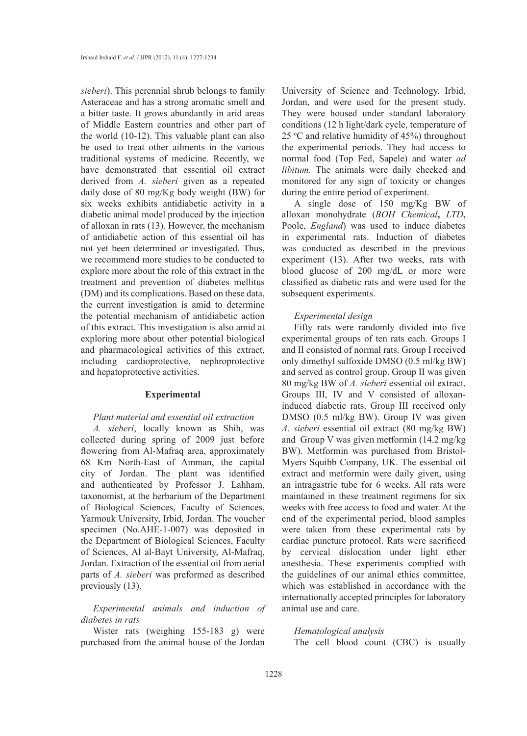*sieberi*). This perennial shrub belongs to family Asteraceae and has a strong aromatic smell and a bitter taste. It grows abundantly in arid areas of Middle Eastern countries and other part of the world (10-12). This valuable plant can also be used to treat other ailments in the various traditional systems of medicine. Recently, we have demonstrated that essential oil extract derived from *A. sieberi* given as a repeated daily dose of 80 mg/Kg body weight (BW) for six weeks exhibits antidiabetic activity in a diabetic animal model produced by the injection of alloxan in rats (13). However, the mechanism of antidiabetic action of this essential oil has not yet been determined or investigated. Thus, we recommend more studies to be conducted to explore more about the role of this extract in the treatment and prevention of diabetes mellitus (DM) and its complications. Based on these data, the current investigation is amid to determine the potential mechanism of antidiabetic action of this extract. This investigation is also amid at exploring more about other potential biological and pharmacological activities of this extract, including cardioprotective, nephroprotective and hepatoprotective activities.

## Experimental

### *Plant material and essential oil extraction*

*A. sieberi*, locally known as Shih, was collected during spring of 2009 just before flowering from Al-Mafraq area, approximately 68 Km North-East of Amman, the capital city of Jordan. The plant was identified and authenticated by Professor J. Lahham, taxonomist, at the herbarium of the Department of Biological Sciences, Faculty of Sciences, Yarmouk University, Irbid, Jordan. The voucher specimen (No.AHE-1-007) was deposited in the Department of Biological Sciences, Faculty of Sciences, Al al-Bayt University, Al-Mafraq, Jordan. Extraction of the essential oil from aerial parts of *A. sieberi* was preformed as described previously (13).

### *Experimental animals and induction of diabetes in rats*

Wister rats (weighing 155-183 g) were purchased from the animal house of the Jordan University of Science and Technology, Irbid, Jordan, and were used for the present study. They were housed under standard laboratory conditions (12 h light/dark cycle, temperature of 25 °C and relative humidity of 45%) throughout the experimental periods. They had access to normal food (Top Fed, Sapele) and water *ad libitum.* The animals were daily checked and monitored for any sign of toxicity or changes during the entire period of experiment.

A single dose of 150 mg/Kg BW of alloxan monohydrate (*BOH Chemical***,** *LTD***,** Poole, *England*) was used to induce diabetes in experimental rats. Induction of diabetes was conducted as described in the previous experiment (13). After two weeks, rats with blood glucose of 200 mg/dL or more were classified as diabetic rats and were used for the subsequent experiments.

### *Experimental design*

Fifty rats were randomly divided into five experimental groups of ten rats each. Groups I and II consisted of normal rats. Group I received only dimethyl sulfoxide DMSO (0.5 ml/kg BW) and served as control group. Group II was given 80 mg/kg BW of *A. sieberi* essential oil extract. Groups III, IV and V consisted of alloxan-induced diabetic rats. Group III received only DMSO (0.5 ml/kg BW). Group IV was given *A. sieberi* essential oil extract (80 mg/kg BW) and Group V was given metformin (14.2 mg/kg BW). Metformin was purchased from Bristol-Myers Squibb Company, UK. The essential oil extract and metformin were daily given, using an intragastric tube for 6 weeks. All rats were maintained in these treatment regimens for six weeks with free access to food and water. At the end of the experimental period, blood samples were taken from these experimental rats by cardiac puncture protocol. Rats were sacrificed by cervical dislocation under light ether anesthesia. These experiments complied with the guidelines of our animal ethics committee, which was established in accordance with the internationally accepted principles for laboratory animal use and care.

### *Hematological analysis*

The cell blood count (CBC) is usually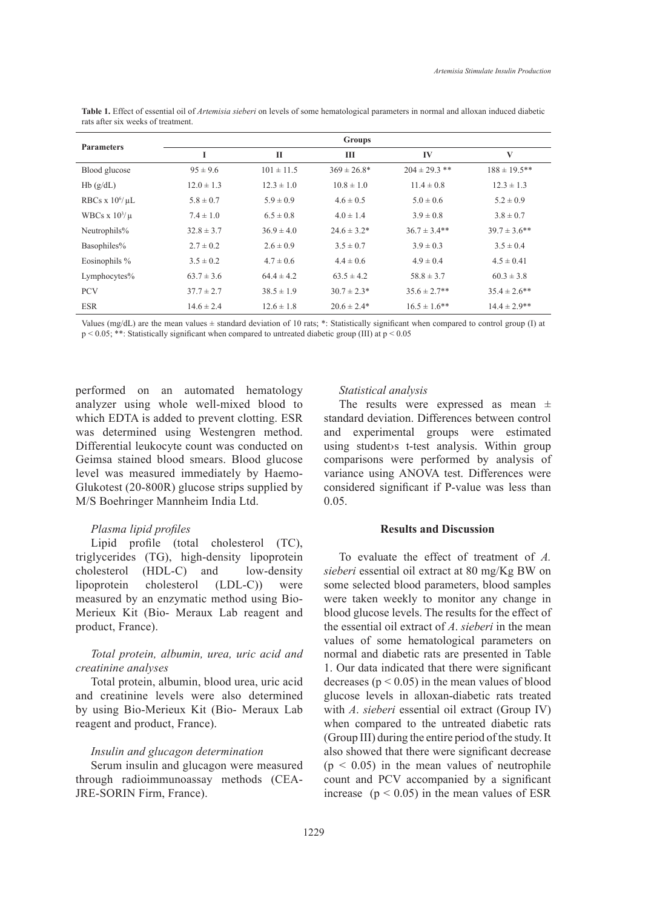**Table 1.** Effect of essential oil of *Artemisia sieberi* on levels of some hematological parameters in normal and alloxan induced diabetic rats after six weeks of treatment.

| Parameters | Groups | | | | |
|---|---|---|---|---|---|
| | I | II | III | IV | V |
| Blood glucose | 95 ± 9.6 | 101 ± 11.5 | 369 ± 26.8* | 204 ± 29.3 ** | 188 ± 19.5** |
| Hb (g/dL) | 12.0 ± 1.3 | 12.3 ± 1.0 | 10.8 ± 1.0 | 11.4 ± 0.8 | 12.3 ± 1.3 |
| RBCs x $10^6$/ µL | 5.8 ± 0.7 | 5.9 ± 0.9 | 4.6 ± 0.5 | 5.0 ± 0.6 | 5.2 ± 0.9 |
| WBCs x $10^3$/ µ | 7.4 ± 1.0 | 6.5 ± 0.8 | 4.0 ± 1.4 | 3.9 ± 0.8 | 3.8 ± 0.7 |
| Neutrophils% | 32.8 ± 3.7 | 36.9 ± 4.0 | 24.6 ± 3.2* | 36.7 ± 3.4** | 39.7 ± 3.6** |
| Basophiles% | 2.7 ± 0.2 | 2.6 ± 0.9 | 3.5 ± 0.7 | 3.9 ± 0.3 | 3.5 ± 0.4 |
| Eosinophils % | 3.5 ± 0.2 | 4.7 ± 0.6 | 4.4 ± 0.6 | 4.9 ± 0.4 | 4.5 ± 0.41 |
| Lymphocytes% | 63.7 ± 3.6 | 64.4 ± 4.2 | 63.5 ± 4.2 | 58.8 ± 3.7 | 60.3 ± 3.8 |
| PCV | 37.7 ± 2.7 | 38.5 ± 1.9 | 30.7 ± 2.3* | 35.6 ± 2.7** | 35.4 ± 2.6** |
| ESR | 14.6 ± 2.4 | 12.6 ± 1.8 | 20.6 ± 2.4* | 16.5 ± 1.6** | 14.4 ± 2.9** |

Values (mg/dL) are the mean values ± standard deviation of 10 rats; *: Statistically significant when compared to control group (I) at $p < 0.05$; **: Statistically significant when compared to untreated diabetic group (III) at $p < 0.05$

performed on an automated hematology analyzer using whole well-mixed blood to which EDTA is added to prevent clotting. ESR was determined using Westengren method. Differential leukocyte count was conducted on Geimsa stained blood smears. Blood glucose level was measured immediately by Haemo-Glukotest (20-800R) glucose strips supplied by M/S Boehringer Mannheim India Ltd.

*Plasma lipid profiles*

Lipid profile (total cholesterol (TC), triglycerides (TG), high-density lipoprotein cholesterol (HDL-C) and low-density lipoprotein cholesterol (LDL-C)) were measured by an enzymatic method using Bio-Merieux Kit (Bio- Meraux Lab reagent and product, France).

*Total protein, albumin, urea, uric acid and creatinine analyses*

Total protein, albumin, blood urea, uric acid and creatinine levels were also determined by using Bio-Merieux Kit (Bio- Meraux Lab reagent and product, France).

*Insulin and glucagon determination*

Serum insulin and glucagon were measured through radioimmunoassay methods (CEA-JRE-SORIN Firm, France).

*Statistical analysis*

The results were expressed as mean ± standard deviation. Differences between control and experimental groups were estimated using student›s t-test analysis. Within group comparisons were performed by analysis of variance using ANOVA test. Differences were considered significant if P-value was less than 0.05.

## Results and Discussion

To evaluate the effect of treatment of *A. sieberi* essential oil extract at 80 mg/Kg BW on some selected blood parameters, blood samples were taken weekly to monitor any change in blood glucose levels. The results for the effect of the essential oil extract of *A*. *sieberi* in the mean values of some hematological parameters on normal and diabetic rats are presented in Table 1. Our data indicated that there were significant decreases ($p < 0.05$) in the mean values of blood glucose levels in alloxan-diabetic rats treated with *A*. *sieberi* essential oil extract (Group IV) when compared to the untreated diabetic rats (Group III) during the entire period of the study. It also showed that there were significant decrease ($p < 0.05$) in the mean values of neutrophile count and PCV accompanied by a significant increase ($p < 0.05$) in the mean values of ESR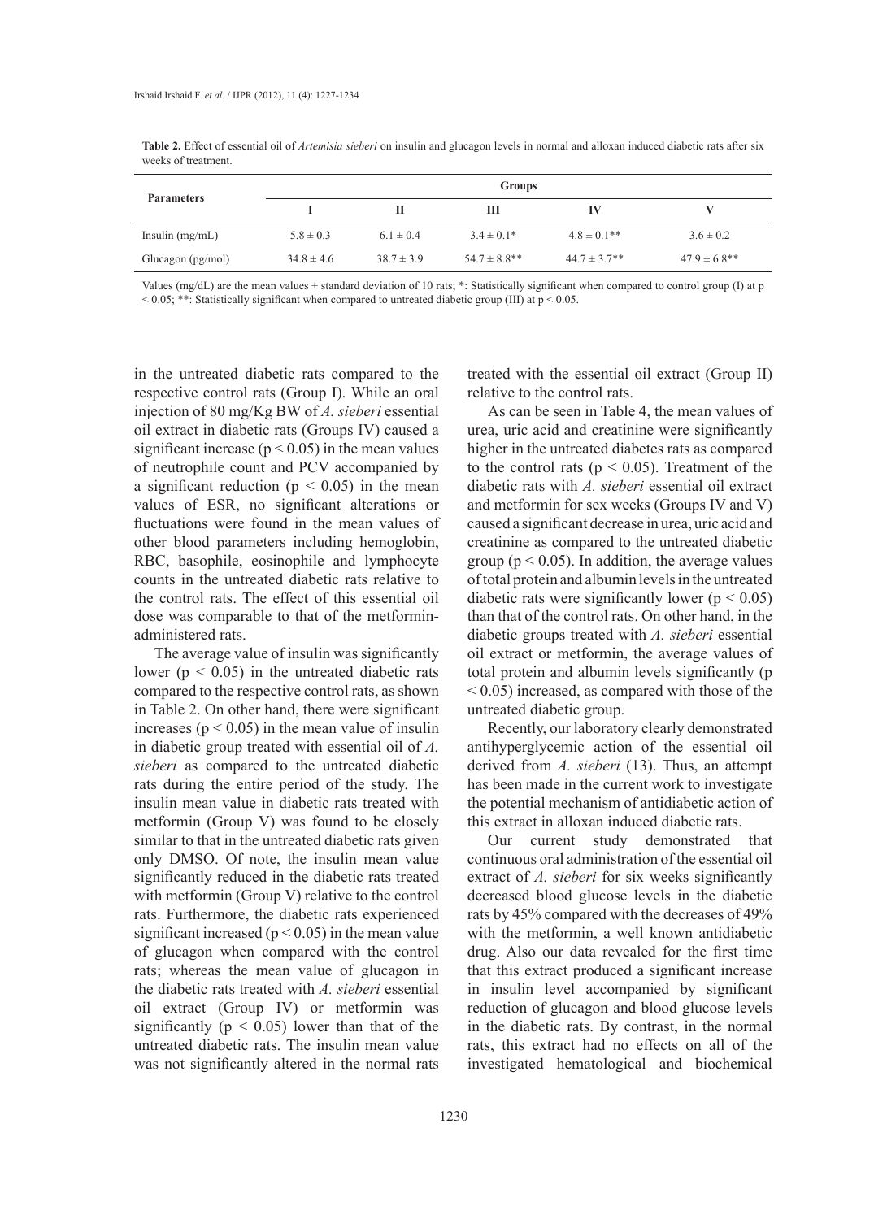**Table 2.** Effect of essential oil of *Artemisia sieberi* on insulin and glucagon levels in normal and alloxan induced diabetic rats after six weeks of treatment.

| Parameters | Groups | | | | |
|---|---|---|---|---|---|
| | I | II | III | IV | V |
| Insulin (mg/mL) | 5.8 ± 0.3 | 6.1 ± 0.4 | 3.4 ± 0.1* | 4.8 ± 0.1** | 3.6 ± 0.2 |
| Glucagon (pg/mol) | 34.8 ± 4.6 | 38.7 ± 3.9 | 54.7 ± 8.8** | 44.7 ± 3.7** | 47.9 ± 6.8** |

Values (mg/dL) are the mean values ± standard deviation of 10 rats; *: Statistically significant when compared to control group (I) at $p < 0.05$; **: Statistically significant when compared to untreated diabetic group (III) at $p < 0.05$.

in the untreated diabetic rats compared to the respective control rats (Group I). While an oral injection of 80 mg/Kg BW of *A. sieberi* essential oil extract in diabetic rats (Groups IV) caused a significant increase ($p < 0.05$) in the mean values of neutrophile count and PCV accompanied by a significant reduction ($p < 0.05$) in the mean values of ESR, no significant alterations or fluctuations were found in the mean values of other blood parameters including hemoglobin, RBC, basophile, eosinophile and lymphocyte counts in the untreated diabetic rats relative to the control rats. The effect of this essential oil dose was comparable to that of the metformin-administered rats.

The average value of insulin was significantly lower ($p < 0.05$) in the untreated diabetic rats compared to the respective control rats, as shown in Table 2. On other hand, there were significant increases ($p < 0.05$) in the mean value of insulin in diabetic group treated with essential oil of *A. sieberi* as compared to the untreated diabetic rats during the entire period of the study. The insulin mean value in diabetic rats treated with metformin (Group V) was found to be closely similar to that in the untreated diabetic rats given only DMSO. Of note, the insulin mean value significantly reduced in the diabetic rats treated with metformin (Group V) relative to the control rats. Furthermore, the diabetic rats experienced significant increased ($p < 0.05$) in the mean value of glucagon when compared with the control rats; whereas the mean value of glucagon in the diabetic rats treated with *A. sieberi* essential oil extract (Group IV) or metformin was significantly ($p < 0.05$) lower than that of the untreated diabetic rats. The insulin mean value was not significantly altered in the normal rats treated with the essential oil extract (Group II) relative to the control rats.

As can be seen in Table 4, the mean values of urea, uric acid and creatinine were significantly higher in the untreated diabetes rats as compared to the control rats ($p < 0.05$). Treatment of the diabetic rats with *A. sieberi* essential oil extract and metformin for sex weeks (Groups IV and V) caused a significant decrease in urea, uric acid and creatinine as compared to the untreated diabetic group ($p < 0.05$). In addition, the average values of total protein and albumin levels in the untreated diabetic rats were significantly lower ($p < 0.05$) than that of the control rats. On other hand, in the diabetic groups treated with *A. sieberi* essential oil extract or metformin, the average values of total protein and albumin levels significantly ($p < 0.05$) increased, as compared with those of the untreated diabetic group.

Recently, our laboratory clearly demonstrated antihyperglycemic action of the essential oil derived from *A. sieberi* (13). Thus, an attempt has been made in the current work to investigate the potential mechanism of antidiabetic action of this extract in alloxan induced diabetic rats.

Our current study demonstrated that continuous oral administration of the essential oil extract of *A. sieberi* for six weeks significantly decreased blood glucose levels in the diabetic rats by 45% compared with the decreases of 49% with the metformin, a well known antidiabetic drug. Also our data revealed for the first time that this extract produced a significant increase in insulin level accompanied by significant reduction of glucagon and blood glucose levels in the diabetic rats. By contrast, in the normal rats, this extract had no effects on all of the investigated hematological and biochemical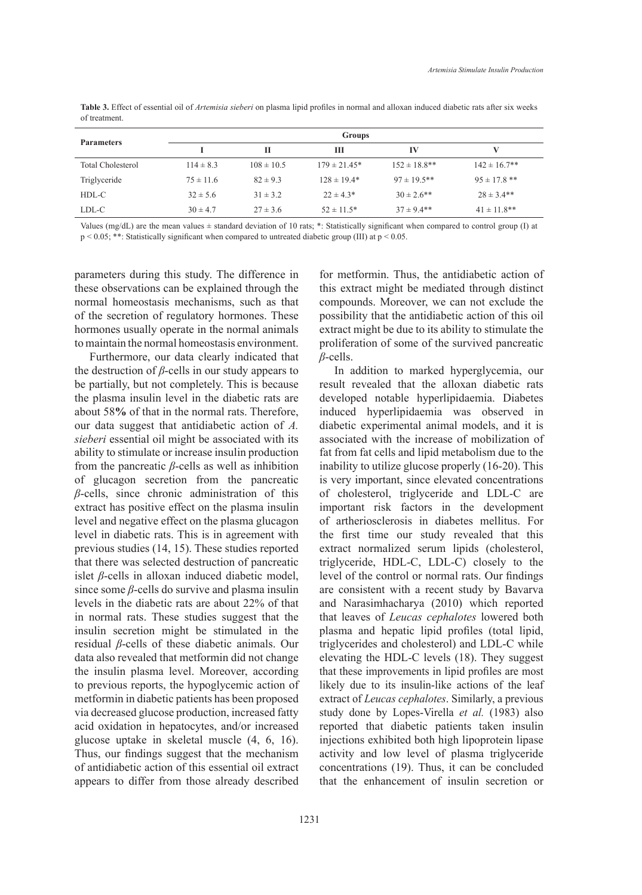**Table 3.** Effect of essential oil of *Artemisia sieberi* on plasma lipid profiles in normal and alloxan induced diabetic rats after six weeks of treatment.

| Parameters | Groups | | | | |
|---|---|---|---|---|---|
| | I | II | III | IV | V |
| Total Cholesterol | 114 ± 8.3 | 108 ± 10.5 | 179 ± 21.45* | 152 ± 18.8** | 142 ± 16.7** |
| Triglyceride | 75 ± 11.6 | 82 ± 9.3 | 128 ± 19.4* | 97 ± 19.5** | 95 ± 17.8 ** |
| HDL-C | 32 ± 5.6 | 31 ± 3.2 | 22 ± 4.3* | 30 ± 2.6** | 28 ± 3.4** |
| LDL-C | 30 ± 4.7 | 27 ± 3.6 | 52 ± 11.5* | 37 ± 9.4** | 41 ± 11.8** |

Values (mg/dL) are the mean values ± standard deviation of 10 rats; *: Statistically significant when compared to control group (I) at $p < 0.05$; **: Statistically significant when compared to untreated diabetic group (III) at $p < 0.05$.

parameters during this study. The difference in these observations can be explained through the normal homeostasis mechanisms, such as that of the secretion of regulatory hormones. These hormones usually operate in the normal animals to maintain the normal homeostasis environment.

Furthermore, our data clearly indicated that the destruction of *β*-cells in our study appears to be partially, but not completely. This is because the plasma insulin level in the diabetic rats are about 58**%** of that in the normal rats. Therefore, our data suggest that antidiabetic action of *A. sieberi* essential oil might be associated with its ability to stimulate or increase insulin production from the pancreatic *β*-cells as well as inhibition of glucagon secretion from the pancreatic *β*-cells, since chronic administration of this extract has positive effect on the plasma insulin level and negative effect on the plasma glucagon level in diabetic rats. This is in agreement with previous studies (14, 15). These studies reported that there was selected destruction of pancreatic islet *β*-cells in alloxan induced diabetic model, since some *β*-cells do survive and plasma insulin levels in the diabetic rats are about 22% of that in normal rats. These studies suggest that the insulin secretion might be stimulated in the residual *β*-cells of these diabetic animals. Our data also revealed that metformin did not change the insulin plasma level. Moreover, according to previous reports, the hypoglycemic action of metformin in diabetic patients has been proposed via decreased glucose production, increased fatty acid oxidation in hepatocytes, and/or increased glucose uptake in skeletal muscle (4, 6, 16). Thus, our findings suggest that the mechanism of antidiabetic action of this essential oil extract appears to differ from those already described for metformin. Thus, the antidiabetic action of this extract might be mediated through distinct compounds. Moreover, we can not exclude the possibility that the antidiabetic action of this oil extract might be due to its ability to stimulate the proliferation of some of the survived pancreatic *β*-cells.

In addition to marked hyperglycemia, our result revealed that the alloxan diabetic rats developed notable hyperlipidaemia. Diabetes induced hyperlipidaemia was observed in diabetic experimental animal models, and it is associated with the increase of mobilization of fat from fat cells and lipid metabolism due to the inability to utilize glucose properly (16-20). This is very important, since elevated concentrations of cholesterol, triglyceride and LDL-C are important risk factors in the development of artheriosclerosis in diabetes mellitus. For the first time our study revealed that this extract normalized serum lipids (cholesterol, triglyceride, HDL-C, LDL-C) closely to the level of the control or normal rats. Our findings are consistent with a recent study by Bavarva and Narasimhacharya (2010) which reported that leaves of *Leucas cephalotes* lowered both plasma and hepatic lipid profiles (total lipid, triglycerides and cholesterol) and LDL-C while elevating the HDL-C levels (18). They suggest that these improvements in lipid profiles are most likely due to its insulin-like actions of the leaf extract of *Leucas cephalotes*. Similarly, a previous study done by Lopes-Virella *et al.* (1983) also reported that diabetic patients taken insulin injections exhibited both high lipoprotein lipase activity and low level of plasma triglyceride concentrations (19). Thus, it can be concluded that the enhancement of insulin secretion or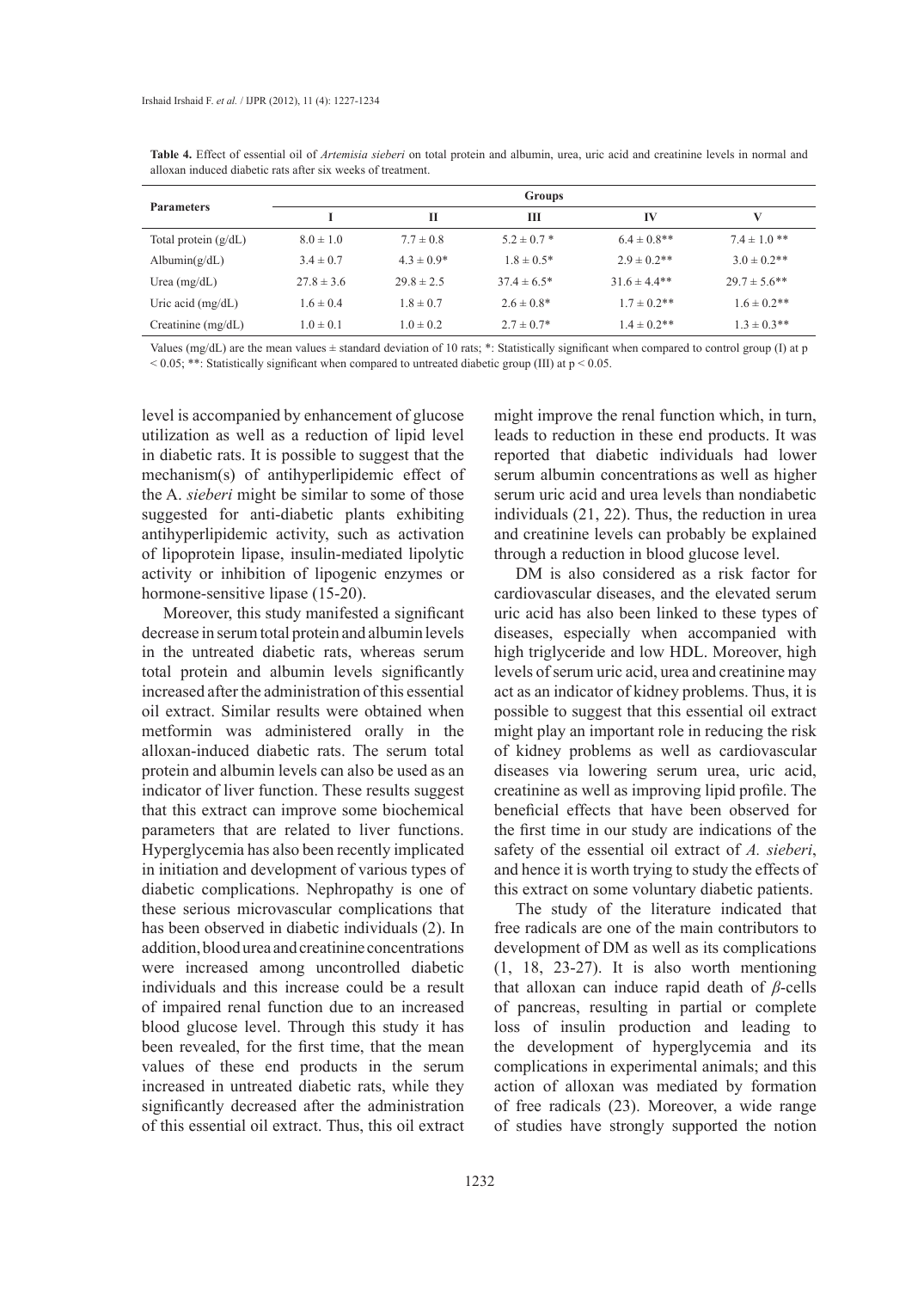**Table 4.** Effect of essential oil of *Artemisia sieberi* on total protein and albumin, urea, uric acid and creatinine levels in normal and alloxan induced diabetic rats after six weeks of treatment.

| Parameters | Groups | | | | |
|---|---|---|---|---|---|
| | I | II | III | IV | V |
| Total protein (g/dL) | 8.0 ± 1.0 | 7.7 ± 0.8 | 5.2 ± 0.7 * | 6.4 ± 0.8** | 7.4 ± 1.0 ** |
| Albumin(g/dL) | 3.4 ± 0.7 | 4.3 ± 0.9* | 1.8 ± 0.5* | 2.9 ± 0.2** | 3.0 ± 0.2** |
| Urea (mg/dL) | 27.8 ± 3.6 | 29.8 ± 2.5 | 37.4 ± 6.5* | 31.6 ± 4.4** | 29.7 ± 5.6** |
| Uric acid (mg/dL) | 1.6 ± 0.4 | 1.8 ± 0.7 | 2.6 ± 0.8* | 1.7 ± 0.2** | 1.6 ± 0.2** |
| Creatinine (mg/dL) | 1.0 ± 0.1 | 1.0 ± 0.2 | 2.7 ± 0.7* | 1.4 ± 0.2** | 1.3 ± 0.3** |

Values (mg/dL) are the mean values ± standard deviation of 10 rats; *: Statistically significant when compared to control group (I) at $p < 0.05$; **: Statistically significant when compared to untreated diabetic group (III) at $p < 0.05$.

level is accompanied by enhancement of glucose utilization as well as a reduction of lipid level in diabetic rats. It is possible to suggest that the mechanism(s) of antihyperlipidemic effect of the A. *sieberi* might be similar to some of those suggested for anti-diabetic plants exhibiting antihyperlipidemic activity, such as activation of lipoprotein lipase, insulin-mediated lipolytic activity or inhibition of lipogenic enzymes or hormone-sensitive lipase (15-20).

Moreover, this study manifested a significant decrease in serum total protein and albumin levels in the untreated diabetic rats, whereas serum total protein and albumin levels significantly increased after the administration of this essential oil extract. Similar results were obtained when metformin was administered orally in the alloxan-induced diabetic rats. The serum total protein and albumin levels can also be used as an indicator of liver function. These results suggest that this extract can improve some biochemical parameters that are related to liver functions. Hyperglycemia has also been recently implicated in initiation and development of various types of diabetic complications. Nephropathy is one of these serious microvascular complications that has been observed in diabetic individuals (2). In addition, blood urea and creatinine concentrations were increased among uncontrolled diabetic individuals and this increase could be a result of impaired renal function due to an increased blood glucose level. Through this study it has been revealed, for the first time, that the mean values of these end products in the serum increased in untreated diabetic rats, while they significantly decreased after the administration of this essential oil extract. Thus, this oil extract might improve the renal function which, in turn, leads to reduction in these end products. It was reported that diabetic individuals had lower serum albumin concentrations as well as higher serum uric acid and urea levels than nondiabetic individuals (21, 22). Thus, the reduction in urea and creatinine levels can probably be explained through a reduction in blood glucose level.

DM is also considered as a risk factor for cardiovascular diseases, and the elevated serum uric acid has also been linked to these types of diseases, especially when accompanied with high triglyceride and low HDL. Moreover, high levels of serum uric acid, urea and creatinine may act as an indicator of kidney problems. Thus, it is possible to suggest that this essential oil extract might play an important role in reducing the risk of kidney problems as well as cardiovascular diseases via lowering serum urea, uric acid, creatinine as well as improving lipid profile. The beneficial effects that have been observed for the first time in our study are indications of the safety of the essential oil extract of *A. sieberi*, and hence it is worth trying to study the effects of this extract on some voluntary diabetic patients.

The study of the literature indicated that free radicals are one of the main contributors to development of DM as well as its complications (1, 18, 23-27). It is also worth mentioning that alloxan can induce rapid death of $\beta$-cells of pancreas, resulting in partial or complete loss of insulin production and leading to the development of hyperglycemia and its complications in experimental animals; and this action of alloxan was mediated by formation of free radicals (23). Moreover, a wide range of studies have strongly supported the notion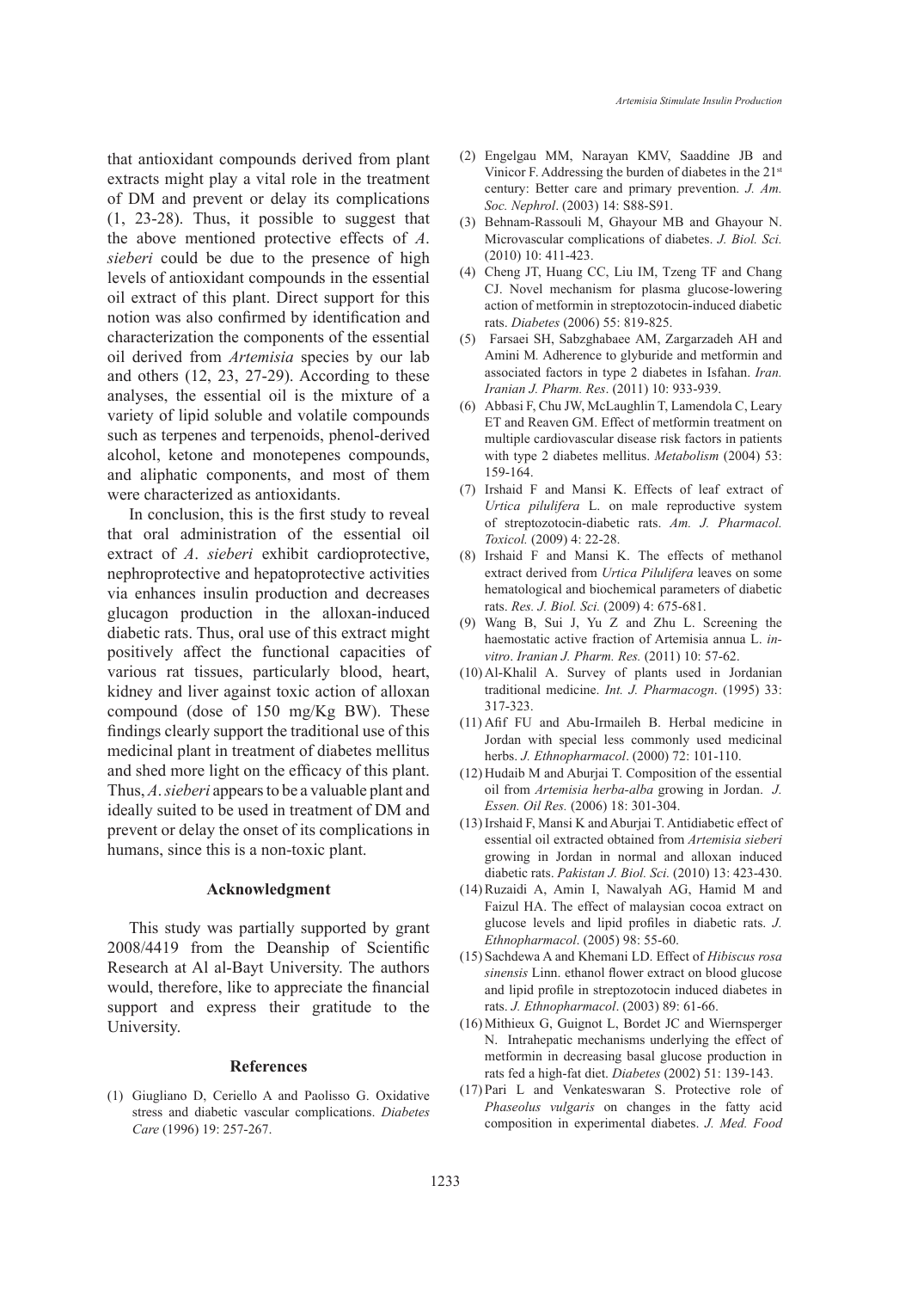that antioxidant compounds derived from plant extracts might play a vital role in the treatment of DM and prevent or delay its complications (1, 23-28). Thus, it possible to suggest that the above mentioned protective effects of *A. sieberi* could be due to the presence of high levels of antioxidant compounds in the essential oil extract of this plant. Direct support for this notion was also confirmed by identification and characterization the components of the essential oil derived from *Artemisia* species by our lab and others (12, 23, 27-29). According to these analyses, the essential oil is the mixture of a variety of lipid soluble and volatile compounds such as terpenes and terpenoids, phenol-derived alcohol, ketone and monotepenes compounds, and aliphatic components, and most of them were characterized as antioxidants.

In conclusion, this is the first study to reveal that oral administration of the essential oil extract of *A. sieberi* exhibit cardioprotective, nephroprotective and hepatoprotective activities via enhances insulin production and decreases glucagon production in the alloxan-induced diabetic rats. Thus, oral use of this extract might positively affect the functional capacities of various rat tissues, particularly blood, heart, kidney and liver against toxic action of alloxan compound (dose of 150 mg/Kg BW). These findings clearly support the traditional use of this medicinal plant in treatment of diabetes mellitus and shed more light on the efficacy of this plant. Thus, *A. sieberi* appears to be a valuable plant and ideally suited to be used in treatment of DM and prevent or delay the onset of its complications in humans, since this is a non-toxic plant.

## Acknowledgment

This study was partially supported by grant 2008/4419 from the Deanship of Scientific Research at Al al-Bayt University. The authors would, therefore, like to appreciate the financial support and express their gratitude to the University.

## References

(1) Giugliano D, Ceriello A and Paolisso G. Oxidative stress and diabetic vascular complications. *Diabetes Care* (1996) 19: 257-267.

(2) Engelgau MM, Narayan KMV, Saaddine JB and Vinicor F. Addressing the burden of diabetes in the 21st century: Better care and primary prevention. *J. Am. Soc. Nephrol*. (2003) 14: S88-S91.

(3) Behnam-Rassouli M, Ghayour MB and Ghayour N. Microvascular complications of diabetes. *J. Biol. Sci.* (2010) 10: 411-423.

(4) Cheng JT, Huang CC, Liu IM, Tzeng TF and Chang CJ. Novel mechanism for plasma glucose-lowering action of metformin in streptozotocin-induced diabetic rats. *Diabetes* (2006) 55: 819-825.

(5) Farsaei SH, Sabzghabaee AM, Zargarzadeh AH and Amini M. Adherence to glyburide and metformin and associated factors in type 2 diabetes in Isfahan. *Iran. Iranian J. Pharm. Res*. (2011) 10: 933-939.

(6) Abbasi F, Chu JW, McLaughlin T, Lamendola C, Leary ET and Reaven GM. Effect of metformin treatment on multiple cardiovascular disease risk factors in patients with type 2 diabetes mellitus. *Metabolism* (2004) 53: 159-164.

(7) Irshaid F and Mansi K. Effects of leaf extract of *Urtica pilulifera* L. on male reproductive system of streptozotocin-diabetic rats. *Am. J. Pharmacol. Toxicol.* (2009) 4: 22-28.

(8) Irshaid F and Mansi K. The effects of methanol extract derived from *Urtica Pilulifera* leaves on some hematological and biochemical parameters of diabetic rats. *Res. J. Biol. Sci.* (2009) 4: 675-681.

(9) Wang B, Sui J, Yu Z and Zhu L. Screening the haemostatic active fraction of Artemisia annua L. *in-vitro*. *Iranian J. Pharm. Res.* (2011) 10: 57-62.

(10) Al-Khalil A. Survey of plants used in Jordanian traditional medicine. *Int. J. Pharmacogn*. (1995) 33: 317-323.

(11) Afif FU and Abu-Irmaileh B. Herbal medicine in Jordan with special less commonly used medicinal herbs. *J. Ethnopharmacol*. (2000) 72: 101-110.

(12) Hudaib M and Aburjai T. Composition of the essential oil from *Artemisia herba-alba* growing in Jordan. *J. Essen. Oil Res.* (2006) 18: 301-304.

(13) Irshaid F, Mansi K and Aburjai T. Antidiabetic effect of essential oil extracted obtained from *Artemisia sieberi* growing in Jordan in normal and alloxan induced diabetic rats. *Pakistan J. Biol. Sci.* (2010) 13: 423-430.

(14) Ruzaidi A, Amin I, Nawalyah AG, Hamid M and Faizul HA. The effect of malaysian cocoa extract on glucose levels and lipid profiles in diabetic rats. *J. Ethnopharmacol*. (2005) 98: 55-60.

(15) Sachdewa A and Khemani LD. Effect of *Hibiscus rosa sinensis* Linn. ethanol flower extract on blood glucose and lipid profile in streptozotocin induced diabetes in rats. *J. Ethnopharmacol*. (2003) 89: 61-66.

(16) Mithieux G, Guignot L, Bordet JC and Wiernsperger N. Intrahepatic mechanisms underlying the effect of metformin in decreasing basal glucose production in rats fed a high-fat diet. *Diabetes* (2002) 51: 139-143.

(17) Pari L and Venkateswaran S. Protective role of *Phaseolus vulgaris* on changes in the fatty acid composition in experimental diabetes. *J. Med. Food*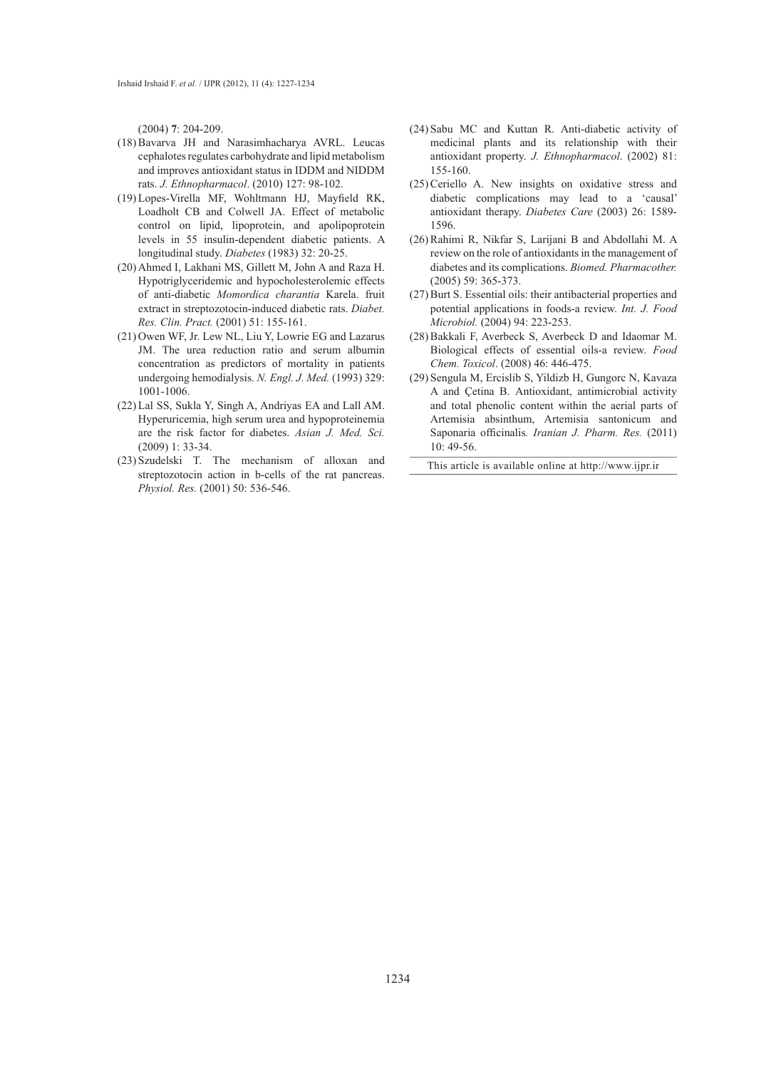(2004) **7**: 204-209.

(18) Bavarva JH and Narasimhacharya AVRL. Leucas cephalotes regulates carbohydrate and lipid metabolism and improves antioxidant status in IDDM and NIDDM rats. *J. Ethnopharmacol*. (2010) 127: 98-102.

(19) Lopes-Virella MF, Wohltmann HJ, Mayfield RK, Loadholt CB and Colwell JA. Effect of metabolic control on lipid, lipoprotein, and apolipoprotein levels in 55 insulin-dependent diabetic patients. A longitudinal study. *Diabetes* (1983) 32: 20-25.

(20) Ahmed I, Lakhani MS, Gillett M, John A and Raza H. Hypotriglyceridemic and hypocholesterolemic effects of anti-diabetic *Momordica charantia* Karela. fruit extract in streptozotocin-induced diabetic rats. *Diabet. Res. Clin. Pract.* (2001) 51: 155-161.

(21) Owen WF, Jr. Lew NL, Liu Y, Lowrie EG and Lazarus JM. The urea reduction ratio and serum albumin concentration as predictors of mortality in patients undergoing hemodialysis. *N. Engl. J. Med.* (1993) 329: 1001-1006.

(22) Lal SS, Sukla Y, Singh A, Andriyas EA and Lall AM. Hyperuricemia, high serum urea and hypoproteinemia are the risk factor for diabetes. *Asian J. Med. Sci.* (2009) 1: 33-34.

(23) Szudelski T. The mechanism of alloxan and streptozotocin action in b-cells of the rat pancreas. *Physiol. Res.* (2001) 50: 536-546.

(24) Sabu MC and Kuttan R. Anti-diabetic activity of medicinal plants and its relationship with their antioxidant property. *J. Ethnopharmacol*. (2002) 81: 155-160.

(25) Ceriello A. New insights on oxidative stress and diabetic complications may lead to a 'causal' antioxidant therapy. *Diabetes Care* (2003) 26: 1589-1596.

(26) Rahimi R, Nikfar S, Larijani B and Abdollahi M. A review on the role of antioxidants in the management of diabetes and its complications. *Biomed. Pharmacother.* (2005) 59: 365-373.

(27) Burt S. Essential oils: their antibacterial properties and potential applications in foods-a review. *Int. J. Food Microbiol.* (2004) 94: 223-253.

(28) Bakkali F, Averbeck S, Averbeck D and Idaomar M. Biological effects of essential oils-a review. *Food Chem. Toxicol*. (2008) 46: 446-475.

(29) Sengula M, Ercislib S, Yildizb H, Gungorc N, Kavaza A and Çetina B. Antioxidant, antimicrobial activity and total phenolic content within the aerial parts of Artemisia absinthum, Artemisia santonicum and Saponaria officinalis*. Iranian J. Pharm. Res.* (2011) 10: 49-56.

This article is available online at http://www.ijpr.ir